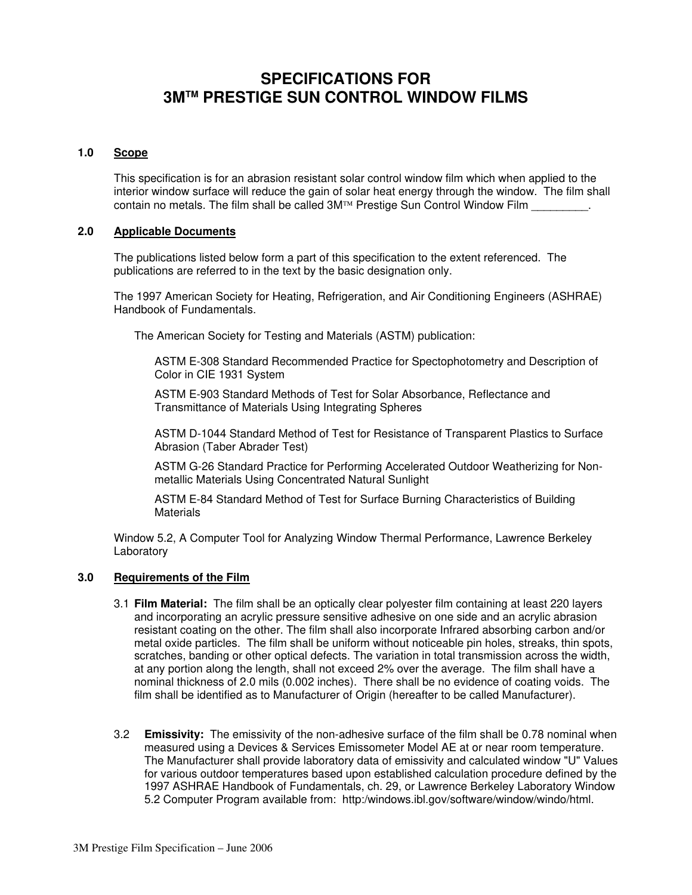# SPECIFICATIONS FOR 3M™ PRESTIGE SUN CONTROL WINDOW FILMS

## 1.0 Scope

This specification is for an abrasion resistant solar control window film which when applied to the interior window surface will reduce the gain of solar heat energy through the window. The film shall contain no metals. The film shall be called 3M™ Prestige Sun Control Window Film _________.

## 2.0 Applicable Documents

The publications listed below form a part of this specification to the extent referenced. The publications are referred to in the text by the basic designation only.

The 1997 American Society for Heating, Refrigeration, and Air Conditioning Engineers (ASHRAE) Handbook of Fundamentals.

The American Society for Testing and Materials (ASTM) publication:

ASTM E-308 Standard Recommended Practice for Spectophotometry and Description of Color in CIE 1931 System

ASTM E-903 Standard Methods of Test for Solar Absorbance, Reflectance and Transmittance of Materials Using Integrating Spheres

ASTM D-1044 Standard Method of Test for Resistance of Transparent Plastics to Surface Abrasion (Taber Abrader Test)

ASTM G-26 Standard Practice for Performing Accelerated Outdoor Weatherizing for Non-metallic Materials Using Concentrated Natural Sunlight

ASTM E-84 Standard Method of Test for Surface Burning Characteristics of Building Materials

Window 5.2, A Computer Tool for Analyzing Window Thermal Performance, Lawrence Berkeley Laboratory

## 3.0 Requirements of the Film

3.1 **Film Material:** The film shall be an optically clear polyester film containing at least 220 layers and incorporating an acrylic pressure sensitive adhesive on one side and an acrylic abrasion resistant coating on the other. The film shall also incorporate Infrared absorbing carbon and/or metal oxide particles. The film shall be uniform without noticeable pin holes, streaks, thin spots, scratches, banding or other optical defects. The variation in total transmission across the width, at any portion along the length, shall not exceed 2% over the average. The film shall have a nominal thickness of 2.0 mils (0.002 inches). There shall be no evidence of coating voids. The film shall be identified as to Manufacturer of Origin (hereafter to be called Manufacturer).

3.2 **Emissivity:** The emissivity of the non-adhesive surface of the film shall be 0.78 nominal when measured using a Devices & Services Emissometer Model AE at or near room temperature. The Manufacturer shall provide laboratory data of emissivity and calculated window "U" Values for various outdoor temperatures based upon established calculation procedure defined by the 1997 ASHRAE Handbook of Fundamentals, ch. 29, or Lawrence Berkeley Laboratory Window 5.2 Computer Program available from: http:/windows.ibl.gov/software/window/windo/html.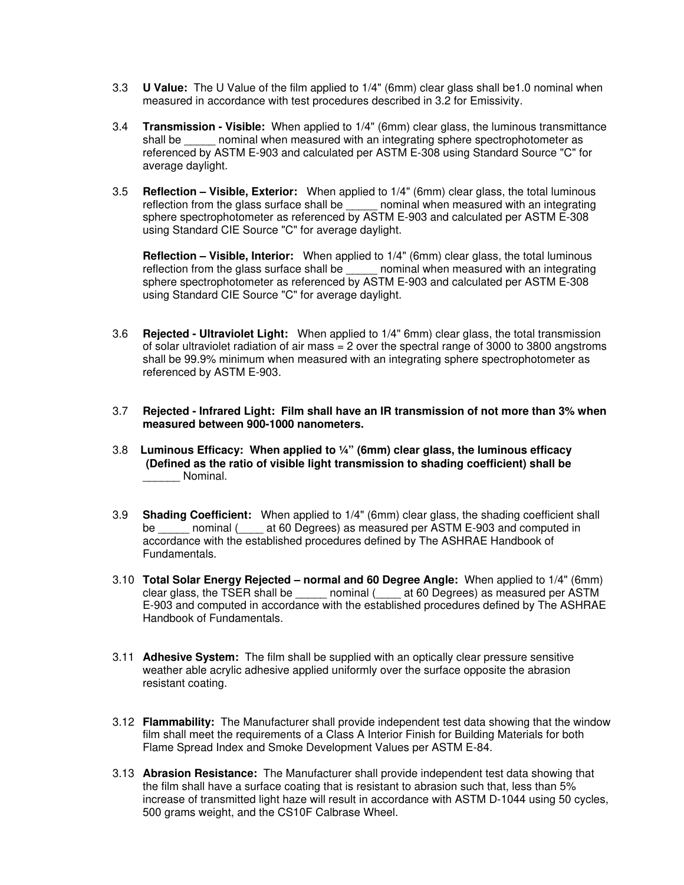3.3 **U Value:** The U Value of the film applied to 1/4" (6mm) clear glass shall be1.0 nominal when measured in accordance with test procedures described in 3.2 for Emissivity.

3.4 **Transmission - Visible:** When applied to 1/4" (6mm) clear glass, the luminous transmittance shall be _____ nominal when measured with an integrating sphere spectrophotometer as referenced by ASTM E-903 and calculated per ASTM E-308 using Standard Source "C" for average daylight.

3.5 **Reflection – Visible, Exterior:** When applied to 1/4" (6mm) clear glass, the total luminous reflection from the glass surface shall be _____ nominal when measured with an integrating sphere spectrophotometer as referenced by ASTM E-903 and calculated per ASTM E-308 using Standard CIE Source "C" for average daylight.

**Reflection – Visible, Interior:** When applied to 1/4" (6mm) clear glass, the total luminous reflection from the glass surface shall be _____ nominal when measured with an integrating sphere spectrophotometer as referenced by ASTM E-903 and calculated per ASTM E-308 using Standard CIE Source "C" for average daylight.

3.6 **Rejected - Ultraviolet Light:** When applied to 1/4" 6mm) clear glass, the total transmission of solar ultraviolet radiation of air mass = 2 over the spectral range of 3000 to 3800 angstroms shall be 99.9% minimum when measured with an integrating sphere spectrophotometer as referenced by ASTM E-903.

3.7 **Rejected - Infrared Light: Film shall have an IR transmission of not more than 3% when measured between 900-1000 nanometers.**

3.8 **Luminous Efficacy: When applied to ¼" (6mm) clear glass, the luminous efficacy (Defined as the ratio of visible light transmission to shading coefficient) shall be** ______ Nominal.

3.9 **Shading Coefficient:** When applied to 1/4" (6mm) clear glass, the shading coefficient shall be _____ nominal (____ at 60 Degrees) as measured per ASTM E-903 and computed in accordance with the established procedures defined by The ASHRAE Handbook of Fundamentals.

3.10 **Total Solar Energy Rejected – normal and 60 Degree Angle:** When applied to 1/4" (6mm) clear glass, the TSER shall be _____ nominal (____ at 60 Degrees) as measured per ASTM E-903 and computed in accordance with the established procedures defined by The ASHRAE Handbook of Fundamentals.

3.11 **Adhesive System:** The film shall be supplied with an optically clear pressure sensitive weather able acrylic adhesive applied uniformly over the surface opposite the abrasion resistant coating.

3.12 **Flammability:** The Manufacturer shall provide independent test data showing that the window film shall meet the requirements of a Class A Interior Finish for Building Materials for both Flame Spread Index and Smoke Development Values per ASTM E-84.

3.13 **Abrasion Resistance:** The Manufacturer shall provide independent test data showing that the film shall have a surface coating that is resistant to abrasion such that, less than 5% increase of transmitted light haze will result in accordance with ASTM D-1044 using 50 cycles, 500 grams weight, and the CS10F Calbrase Wheel.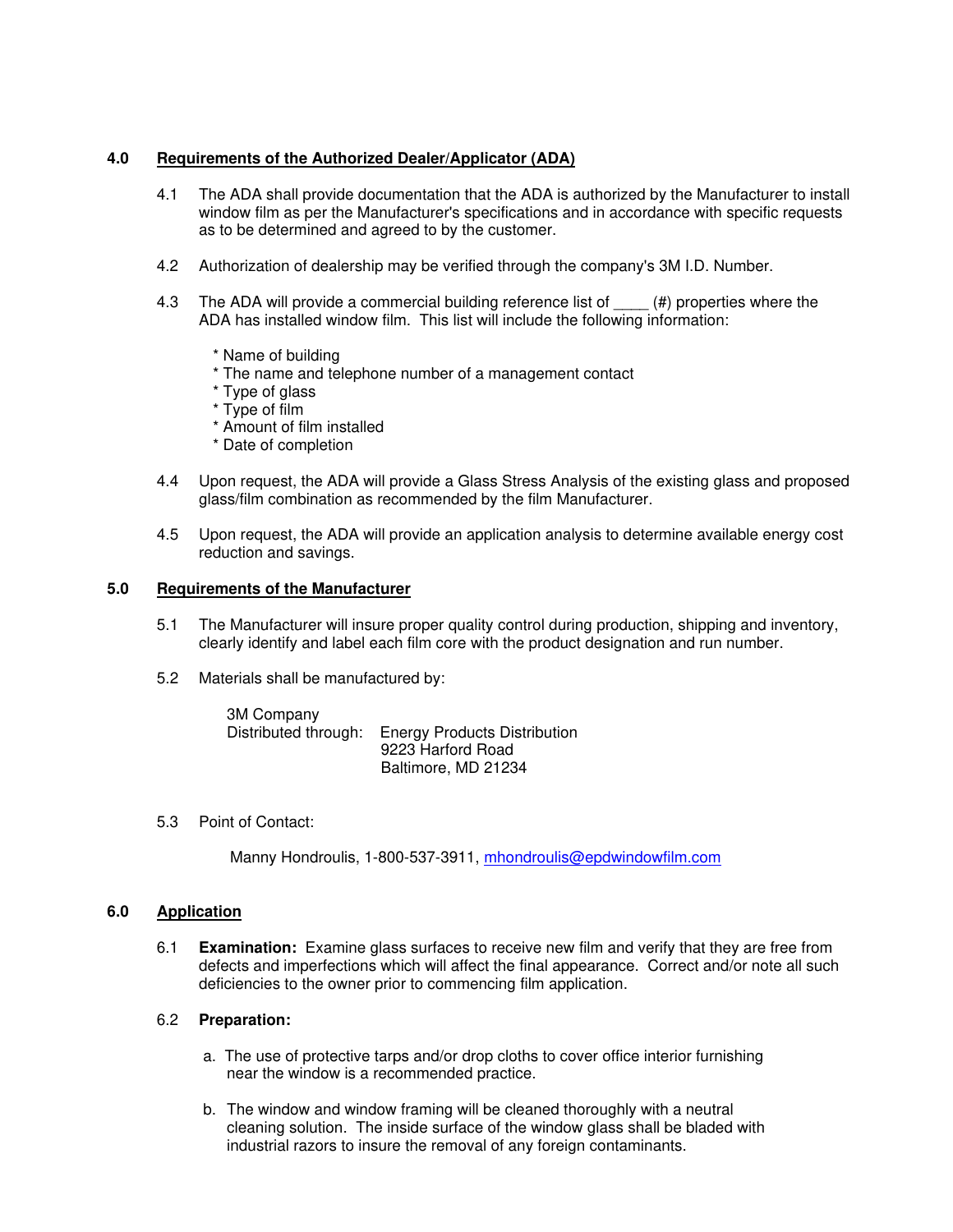## 4.0 Requirements of the Authorized Dealer/Applicator (ADA)

4.1 The ADA shall provide documentation that the ADA is authorized by the Manufacturer to install window film as per the Manufacturer's specifications and in accordance with specific requests as to be determined and agreed to by the customer.

4.2 Authorization of dealership may be verified through the company's 3M I.D. Number.

4.3 The ADA will provide a commercial building reference list of ____ (#) properties where the ADA has installed window film. This list will include the following information:

* Name of building
* The name and telephone number of a management contact
* Type of glass
* Type of film
* Amount of film installed
* Date of completion

4.4 Upon request, the ADA will provide a Glass Stress Analysis of the existing glass and proposed glass/film combination as recommended by the film Manufacturer.

4.5 Upon request, the ADA will provide an application analysis to determine available energy cost reduction and savings.

## 5.0 Requirements of the Manufacturer

5.1 The Manufacturer will insure proper quality control during production, shipping and inventory, clearly identify and label each film core with the product designation and run number.

5.2 Materials shall be manufactured by:

3M Company
Distributed through: Energy Products Distribution
9223 Harford Road
Baltimore, MD 21234

5.3 Point of Contact:

Manny Hondroulis, 1-800-537-3911, mhondroulis@epdwindowfilm.com

## 6.0 Application

6.1 **Examination:** Examine glass surfaces to receive new film and verify that they are free from defects and imperfections which will affect the final appearance. Correct and/or note all such deficiencies to the owner prior to commencing film application.

6.2 **Preparation:**

a. The use of protective tarps and/or drop cloths to cover office interior furnishing near the window is a recommended practice.

b. The window and window framing will be cleaned thoroughly with a neutral cleaning solution. The inside surface of the window glass shall be bladed with industrial razors to insure the removal of any foreign contaminants.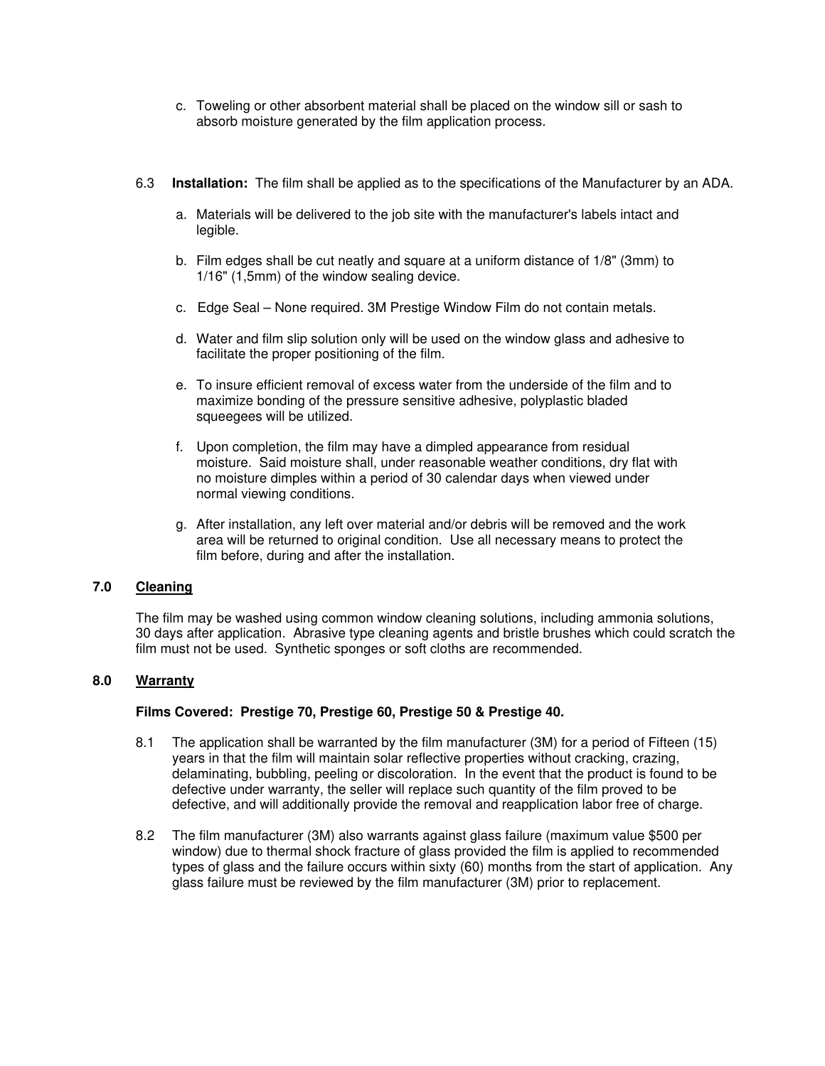c. Toweling or other absorbent material shall be placed on the window sill or sash to absorb moisture generated by the film application process.

6.3 **Installation:** The film shall be applied as to the specifications of the Manufacturer by an ADA.

a. Materials will be delivered to the job site with the manufacturer's labels intact and legible.

b. Film edges shall be cut neatly and square at a uniform distance of 1/8" (3mm) to 1/16" (1,5mm) of the window sealing device.

c. Edge Seal – None required. 3M Prestige Window Film do not contain metals.

d. Water and film slip solution only will be used on the window glass and adhesive to facilitate the proper positioning of the film.

e. To insure efficient removal of excess water from the underside of the film and to maximize bonding of the pressure sensitive adhesive, polyplastic bladed squeegees will be utilized.

f. Upon completion, the film may have a dimpled appearance from residual moisture. Said moisture shall, under reasonable weather conditions, dry flat with no moisture dimples within a period of 30 calendar days when viewed under normal viewing conditions.

g. After installation, any left over material and/or debris will be removed and the work area will be returned to original condition. Use all necessary means to protect the film before, during and after the installation.

## 7.0 Cleaning

The film may be washed using common window cleaning solutions, including ammonia solutions, 30 days after application. Abrasive type cleaning agents and bristle brushes which could scratch the film must not be used. Synthetic sponges or soft cloths are recommended.

## 8.0 Warranty

**Films Covered: Prestige 70, Prestige 60, Prestige 50 & Prestige 40.**

8.1 The application shall be warranted by the film manufacturer (3M) for a period of Fifteen (15) years in that the film will maintain solar reflective properties without cracking, crazing, delaminating, bubbling, peeling or discoloration. In the event that the product is found to be defective under warranty, the seller will replace such quantity of the film proved to be defective, and will additionally provide the removal and reapplication labor free of charge.

8.2 The film manufacturer (3M) also warrants against glass failure (maximum value $500 per window) due to thermal shock fracture of glass provided the film is applied to recommended types of glass and the failure occurs within sixty (60) months from the start of application. Any glass failure must be reviewed by the film manufacturer (3M) prior to replacement.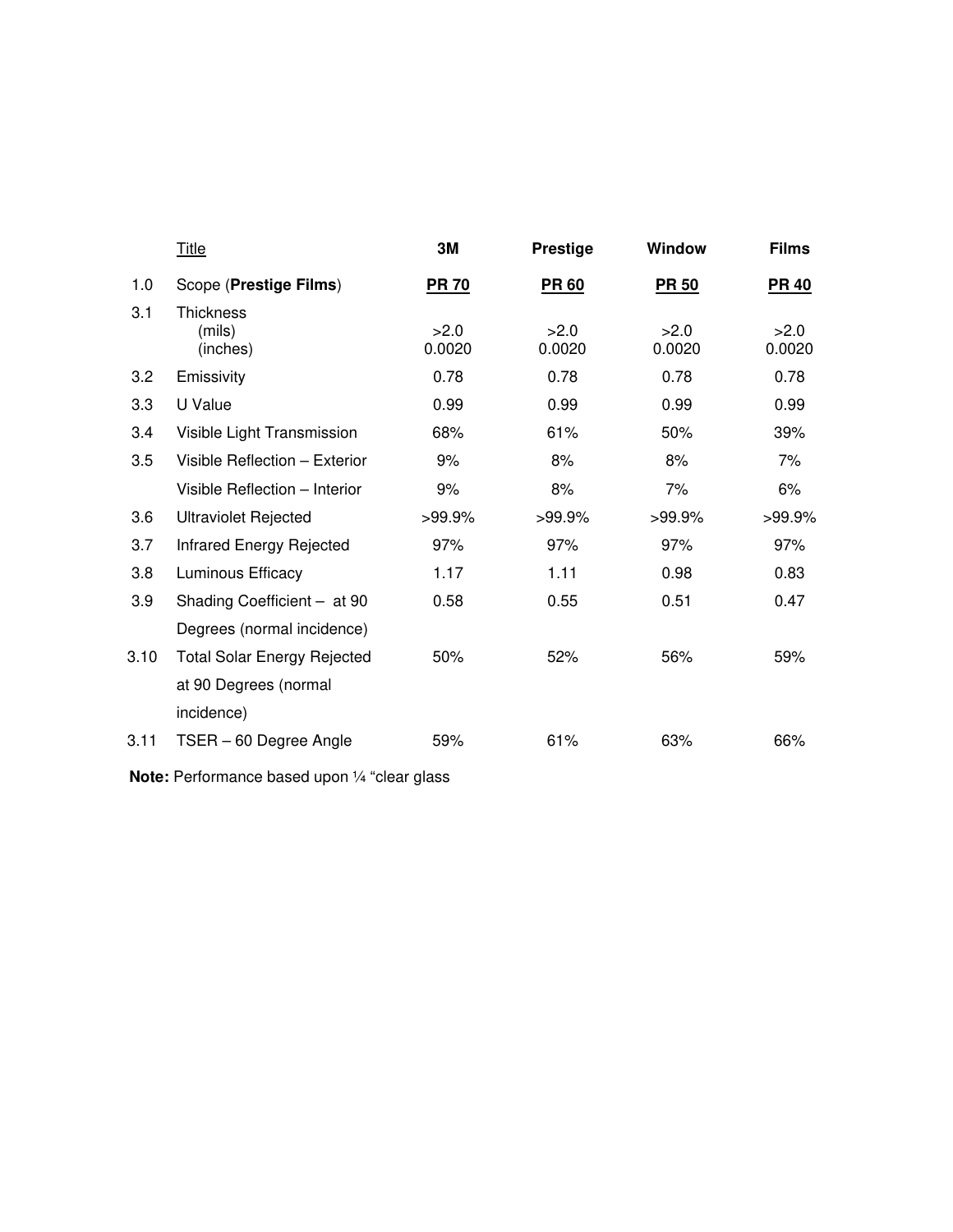| | Title | 3M | Prestige | Window | Films |
|---|---|---|---|---|---|
| 1.0 | Scope (**Prestige Films**) | **PR 70** | **PR 60** | **PR 50** | **PR 40** |
| 3.1 | Thickness<br>(mils)<br>(inches) | <br>>2.0<br>0.0020 | <br>>2.0<br>0.0020 | <br>>2.0<br>0.0020 | <br>>2.0<br>0.0020 |
| 3.2 | Emissivity | 0.78 | 0.78 | 0.78 | 0.78 |
| 3.3 | U Value | 0.99 | 0.99 | 0.99 | 0.99 |
| 3.4 | Visible Light Transmission | 68% | 61% | 50% | 39% |
| 3.5 | Visible Reflection – Exterior | 9% | 8% | 8% | 7% |
| | Visible Reflection – Interior | 9% | 8% | 7% | 6% |
| 3.6 | Ultraviolet Rejected | >99.9% | >99.9% | >99.9% | >99.9% |
| 3.7 | Infrared Energy Rejected | 97% | 97% | 97% | 97% |
| 3.8 | Luminous Efficacy | 1.17 | 1.11 | 0.98 | 0.83 |
| 3.9 | Shading Coefficient – at 90 Degrees (normal incidence) | 0.58 | 0.55 | 0.51 | 0.47 |
| 3.10 | Total Solar Energy Rejected at 90 Degrees (normal incidence) | 50% | 52% | 56% | 59% |
| 3.11 | TSER – 60 Degree Angle | 59% | 61% | 63% | 66% |

**Note:** Performance based upon ¼ "clear glass